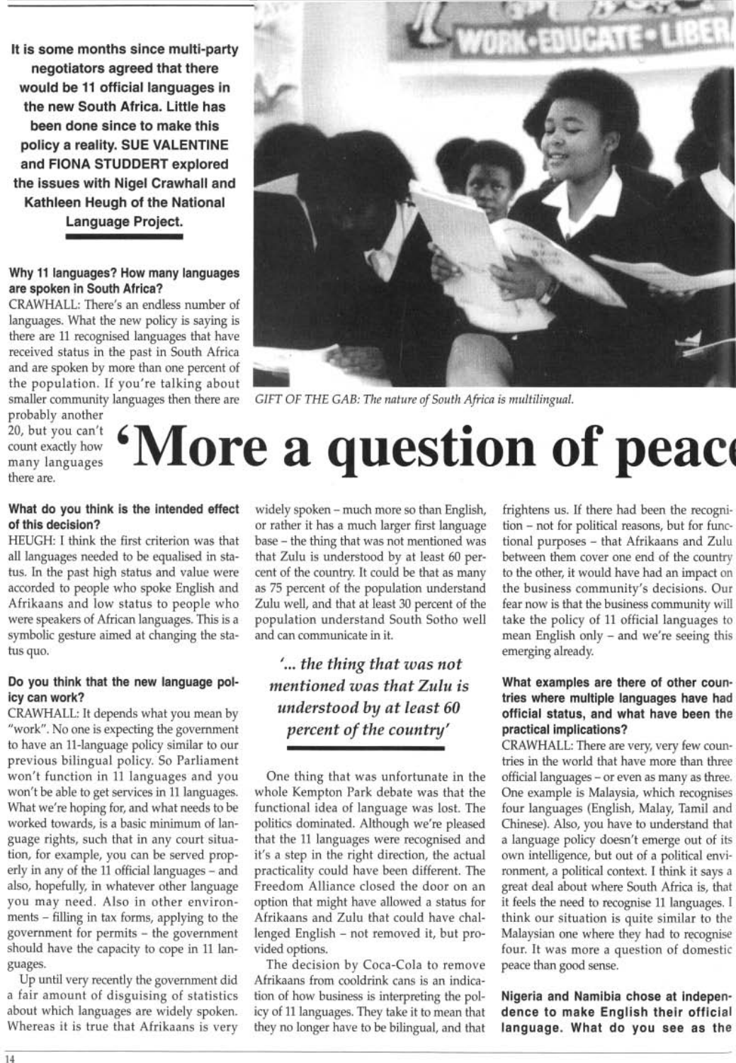# 'More a question of peac

**It is some months since multi-party negotiators agreed that there would be 11 official languages in the new South Africa. Little has been done since to make this policy a reality. SUE VALENTINE and FIONA STUDDERT explored the issues with Nigel Crawhall and Kathleen Heugh of the National Language Project.**

GIFT OF THE GAB: *The nature of South Africa is multilingual.*

**Why 11 languages? How many languages are spoken in South Africa?**

CRAWHALL: There's an endless number of languages. What the new policy is saying is there are 11 recognised languages that have received status in the past in South Africa and are spoken by more than one percent of the population. If you're talking about smaller community languages then there are probably another 20, but you can't count exactly how many languages there are.

**What do you think is the intended effect of this decision?**

HEUGH: I think the first criterion was that all languages needed to be equalised in status. In the past high status and value were accorded to people who spoke English and Afrikaans and low status to people who were speakers of African languages. This is a symbolic gesture aimed at changing the status quo.

**Do you think that the new language policy can work?**

CRAWHALL: It depends what you mean by "work". No one is expecting the government to have an 11-language policy similar to our previous bilingual policy. So Parliament won't function in 11 languages and you won't be able to get services in 11 languages. What we're hoping for, and what needs to be worked towards, is a basic minimum of language rights, such that in any court situation, for example, you can be served properly in any of the 11 official languages – and also, hopefully, in whatever other language you may need. Also in other environments – filling in tax forms, applying to the government for permits – the government should have the capacity to cope in 11 languages.

Up until very recently the government did a fair amount of disguising of statistics about which languages are widely spoken. Whereas it is true that Afrikaans is very widely spoken – much more so than English, or rather it has a much larger first language base – the thing that was not mentioned was that Zulu is understood by at least 60 percent of the country. It could be that as many as 75 percent of the population understand Zulu well, and that at least 30 percent of the population understand South Sotho well and can communicate in it.

> *'... the thing that was not mentioned was that Zulu is understood by at least 60 percent of the country'*

One thing that was unfortunate in the whole Kempton Park debate was that the functional idea of language was lost. The politics dominated. Although we're pleased that the 11 languages were recognised and it's a step in the right direction, the actual practicality could have been different. The Freedom Alliance closed the door on an option that might have allowed a status for Afrikaans and Zulu that could have challenged English – not removed it, but provided options.

The decision by Coca-Cola to remove Afrikaans from cooldrink cans is an indication of how business is interpreting the policy of 11 languages. They take it to mean that they no longer have to be bilingual, and that frightens us. If there had been the recognition – not for political reasons, but for functional purposes – that Afrikaans and Zulu between them cover one end of the country to the other, it would have had an impact on the business community's decisions. Our fear now is that the business community will take the policy of 11 official languages to mean English only – and we're seeing this emerging already.

**What examples are there of other countries where multiple languages have had official status, and what have been the practical implications?**

CRAWHALL: There are very, very few countries in the world that have more than three official languages – or even as many as three. One example is Malaysia, which recognises four languages (English, Malay, Tamil and Chinese). Also, you have to understand that a language policy doesn't emerge out of its own intelligence, but out of a political environment, a political context. I think it says a great deal about where South Africa is, that it feels the need to recognise 11 languages. I think our situation is quite similar to the Malaysian one where they had to recognise four. It was more a question of domestic peace than good sense.

**Nigeria and Namibia chose at independence to make English their official language. What do you see as the**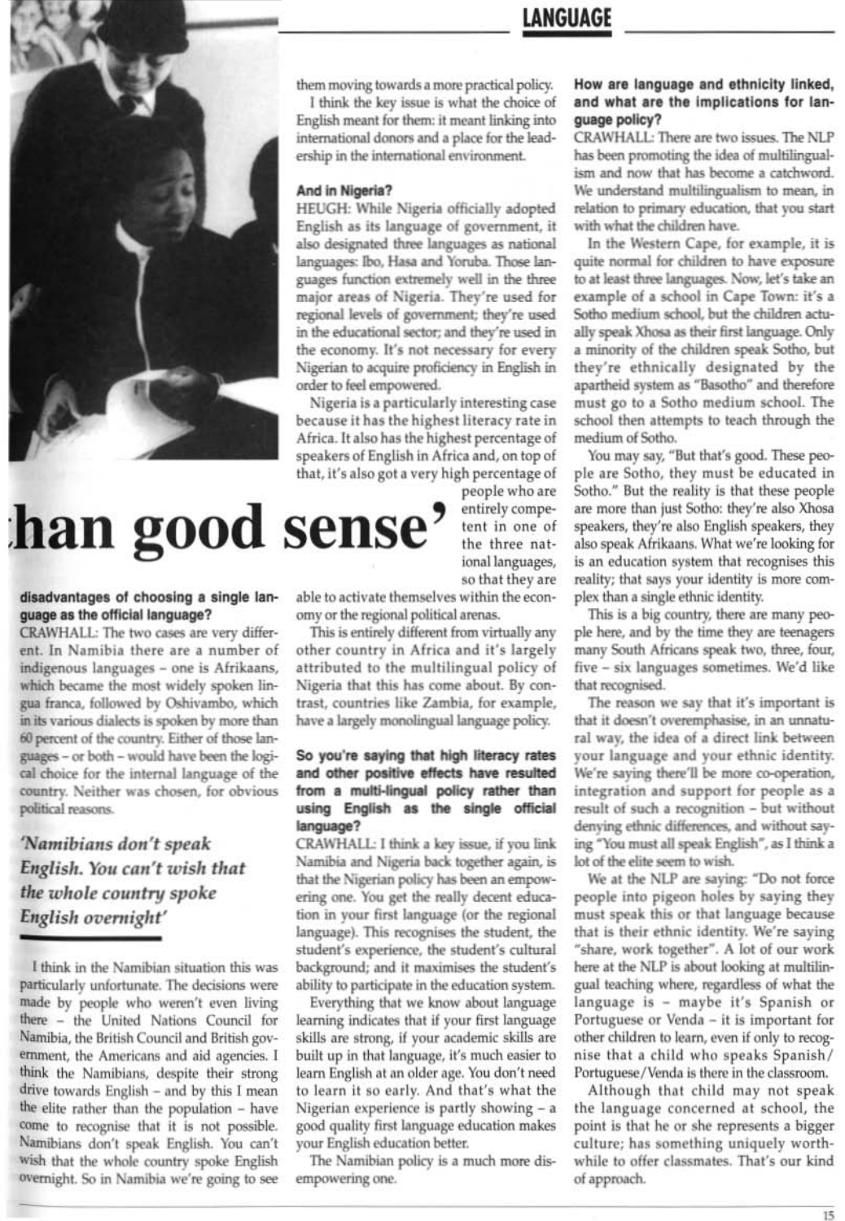# ...than good sense'

disadvantages of choosing a single language as the official language?

CRAWHALL: The two cases are very different. In Namibia there are a number of indigenous languages – one is Afrikaans, which became the most widely spoken lingua franca, followed by Oshivambo, which in its various dialects is spoken by more than 60 percent of the country. Either of those languages – or both – would have been the logical choice for the internal language of the country. Neither was chosen, for obvious political reasons.

*'Namibians don't speak English. You can't wish that the whole country spoke English overnight'*

I think in the Namibian situation this was particularly unfortunate. The decisions were made by people who weren't even living there – the United Nations Council for Namibia, the British Council and British government, the Americans and aid agencies. I think the Namibians, despite their strong drive towards English – and by this I mean the elite rather than the population – have come to recognise that it is not possible. Namibians don't speak English. You can't wish that the whole country spoke English overnight. So in Namibia we're going to see them moving towards a more practical policy.

I think the key issue is what the choice of English meant for them: it meant linking into international donors and a place for the leadership in the international environment.

**And in Nigeria?**

HEUGH: While Nigeria officially adopted English as its language of government, it also designated three languages as national languages: Ibo, Hasa and Yoruba. Those languages function extremely well in the three major areas of Nigeria. They're used for regional levels of government; they're used in the educational sector; and they're used in the economy. It's not necessary for every Nigerian to acquire proficiency in English in order to feel empowered.

Nigeria is a particularly interesting case because it has the highest literacy rate in Africa. It also has the highest percentage of speakers of English in Africa and, on top of that, it's also got a very high percentage of people who are entirely competent in one of the three national languages, so that they are able to activate themselves within the economy or the regional political arenas.

This is entirely different from virtually any other country in Africa and it's largely attributed to the multilingual policy of Nigeria that this has come about. By contrast, countries like Zambia, for example, have a largely monolingual language policy.

**So you're saying that high literacy rates and other positive effects have resulted from a multi-lingual policy rather than using English as the single official language?**

CRAWHALL: I think a key issue, if you link Namibia and Nigeria back together again, is that the Nigerian policy has been an empowering one. You get the really decent education in your first language (or the regional language). This recognises the student, the student's experience, the student's cultural background; and it maximises the student's ability to participate in the education system.

Everything that we know about language learning indicates that if your first language skills are strong, if your academic skills are built up in that language, it's much easier to learn English at an older age. You don't need to learn it so early. And that's what the Nigerian experience is partly showing – a good quality first language education makes your English education better.

The Namibian policy is a much more disempowering one.

**How are language and ethnicity linked, and what are the implications for language policy?**

CRAWHALL: There are two issues. The NLP has been promoting the idea of multilingualism and now that has become a catchword. We understand multilingualism to mean, in relation to primary education, that you start with what the children have.

In the Western Cape, for example, it is quite normal for children to have exposure to at least three languages. Now, let's take an example of a school in Cape Town: it's a Sotho medium school, but the children actually speak Xhosa as their first language. Only a minority of the children speak Sotho, but they're ethnically designated by the apartheid system as "Basotho" and therefore must go to a Sotho medium school. The school then attempts to teach through the medium of Sotho.

You may say, "But that's good. These people are Sotho, they must be educated in Sotho." But the reality is that these people are more than just Sotho: they're also Xhosa speakers, they're also English speakers, they also speak Afrikaans. What we're looking for is an education system that recognises this reality; that says your identity is more complex than a single ethnic identity.

This is a big country, there are many people here, and by the time they are teenagers many South Africans speak two, three, four, five – six languages sometimes. We'd like that recognised.

The reason we say that it's important is that it doesn't overemphasise, in an unnatural way, the idea of a direct link between your language and your ethnic identity. We're saying there'll be more co-operation, integration and support for people as a result of such a recognition – but without denying ethnic differences, and without saying "You must all speak English", as I think a lot of the elite seem to wish.

We at the NLP are saying: "Do not force people into pigeon holes by saying they must speak this or that language because that is their ethnic identity. We're saying "share, work together". A lot of our work here at the NLP is about looking at multilingual teaching where, regardless of what the language is – maybe it's Spanish or Portuguese or Venda – it is important for other children to learn, even if only to recognise that a child who speaks Spanish/Portuguese/Venda is there in the classroom.

Although that child may not speak the language concerned at school, the point is that he or she represents a bigger culture; has something uniquely worthwhile to offer classmates. That's our kind of approach.